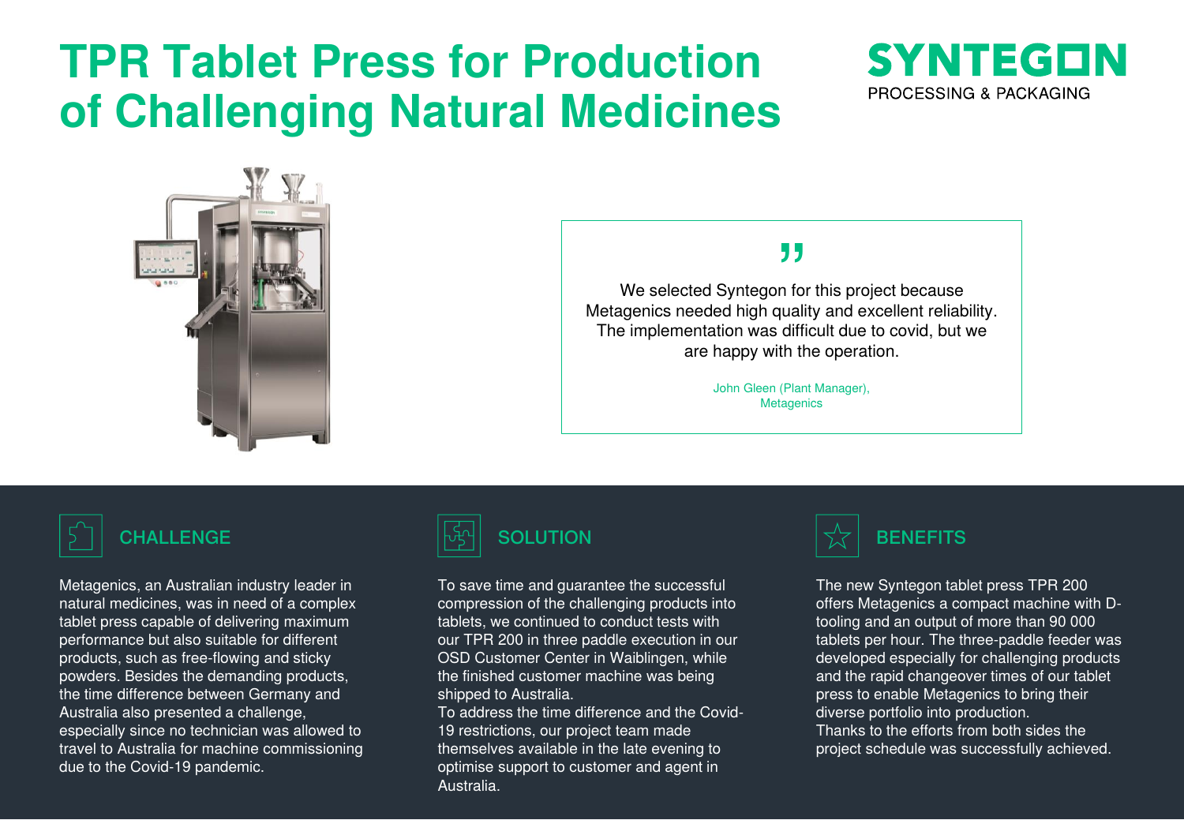# TPR Tablet Press for Production of Challenging Natural Medicines

SYNTEGON
PROCESSING & PACKAGING

> We selected Syntegon for this project because Metagenics needed high quality and excellent reliability. The implementation was difficult due to covid, but we are happy with the operation.
>
> John Gleen (Plant Manager), Metagenics

## CHALLENGE

Metagenics, an Australian industry leader in natural medicines, was in need of a complex tablet press capable of delivering maximum performance but also suitable for different products, such as free-flowing and sticky powders. Besides the demanding products, the time difference between Germany and Australia also presented a challenge, especially since no technician was allowed to travel to Australia for machine commissioning due to the Covid-19 pandemic.

## SOLUTION

To save time and guarantee the successful compression of the challenging products into tablets, we continued to conduct tests with our TPR 200 in three paddle execution in our OSD Customer Center in Waiblingen, while the finished customer machine was being shipped to Australia.
To address the time difference and the Covid-19 restrictions, our project team made themselves available in the late evening to optimise support to customer and agent in Australia.

## BENEFITS

The new Syntegon tablet press TPR 200 offers Metagenics a compact machine with D-tooling and an output of more than 90 000 tablets per hour. The three-paddle feeder was developed especially for challenging products and the rapid changeover times of our tablet press to enable Metagenics to bring their diverse portfolio into production.
Thanks to the efforts from both sides the project schedule was successfully achieved.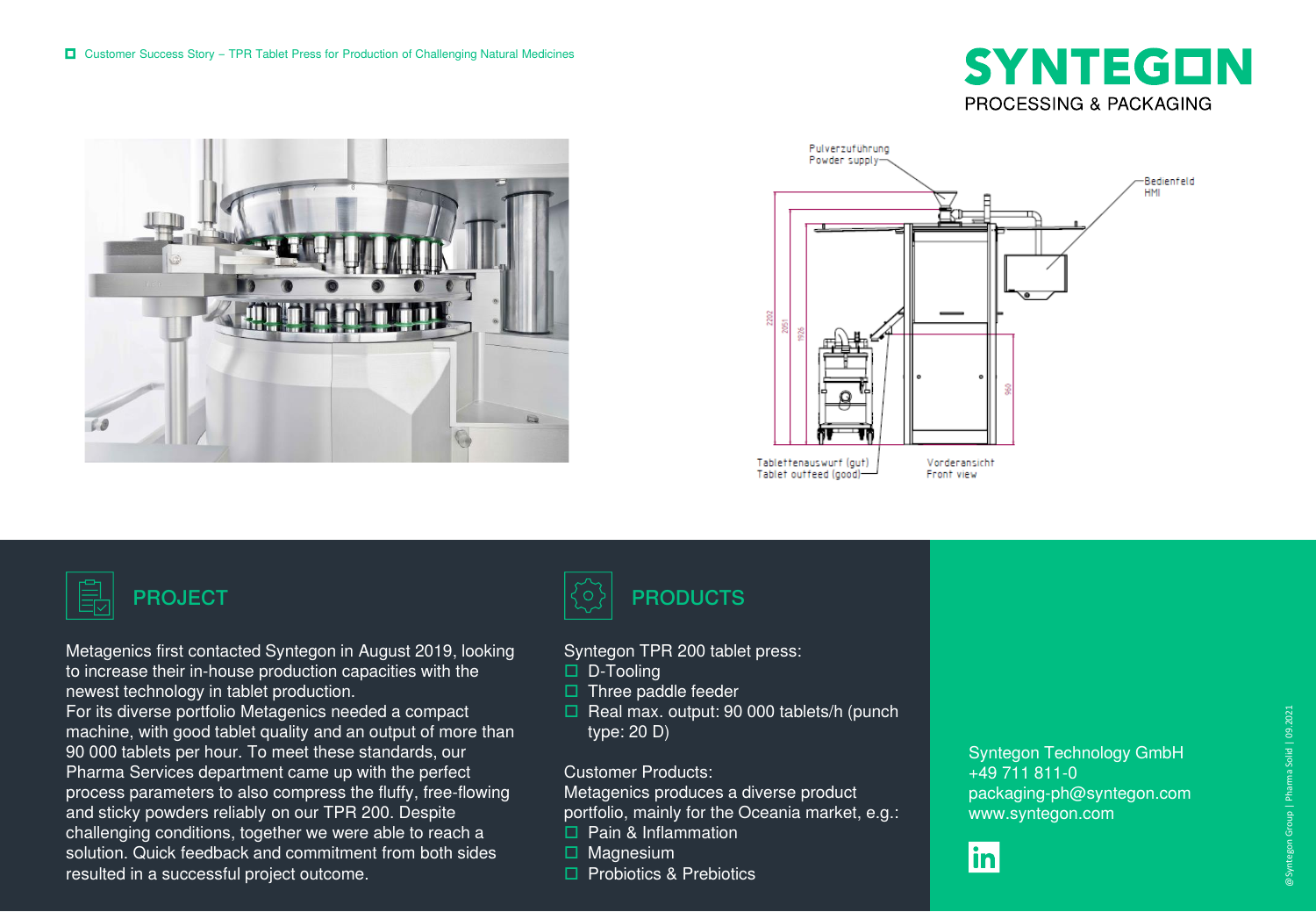## PROJECT

Metagenics first contacted Syntegon in August 2019, looking to increase their in-house production capacities with the newest technology in tablet production.
For its diverse portfolio Metagenics needed a compact machine, with good tablet quality and an output of more than 90 000 tablets per hour. To meet these standards, our Pharma Services department came up with the perfect process parameters to also compress the fluffy, free-flowing and sticky powders reliably on our TPR 200. Despite challenging conditions, together we were able to reach a solution. Quick feedback and commitment from both sides resulted in a successful project outcome.

## PRODUCTS

Syntegon TPR 200 tablet press:

- D-Tooling
- Three paddle feeder
- Real max. output: 90 000 tablets/h (punch type: 20 D)

Customer Products:
Metagenics produces a diverse product portfolio, mainly for the Oceania market, e.g.:

- Pain & Inflammation
- Magnesium
- Probiotics & Prebiotics

Syntegon Technology GmbH
+49 711 811-0
packaging-ph@syntegon.com
www.syntegon.com